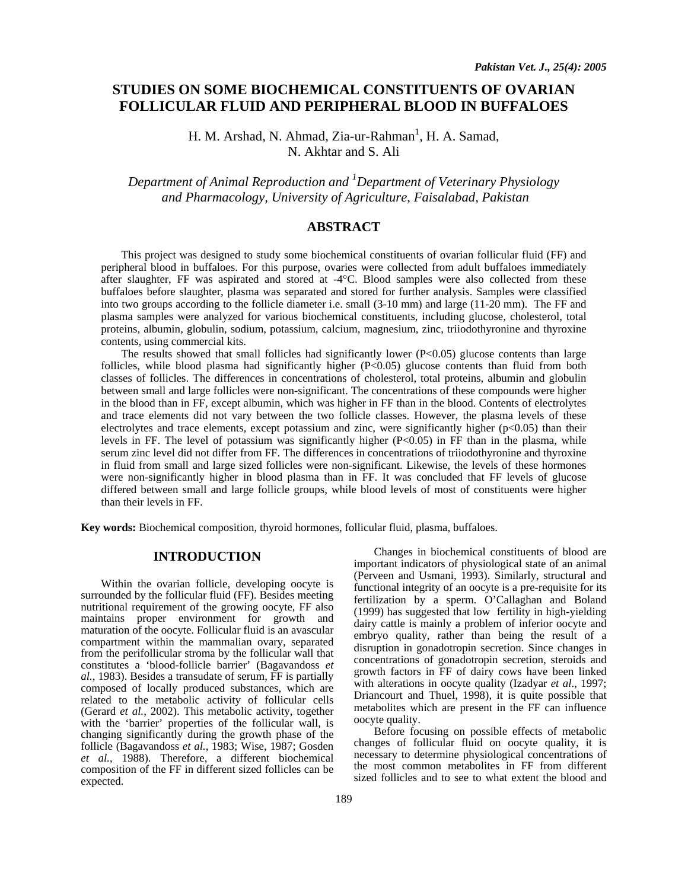# STUDIES ON SOME BIOCHEMICAL CONSTITUENTS OF OVARIAN FOLLICULAR FLUID AND PERIPHERAL BLOOD IN BUFFALOES

H. M. Arshad, N. Ahmad, Zia-ur-Rahman[1], H. A. Samad, N. Akhtar and S. Ali

*Department of Animal Reproduction and [1]Department of Veterinary Physiology and Pharmacology, University of Agriculture, Faisalabad, Pakistan*

## ABSTRACT

This project was designed to study some biochemical constituents of ovarian follicular fluid (FF) and peripheral blood in buffaloes. For this purpose, ovaries were collected from adult buffaloes immediately after slaughter, FF was aspirated and stored at -4°C. Blood samples were also collected from these buffaloes before slaughter, plasma was separated and stored for further analysis. Samples were classified into two groups according to the follicle diameter i.e. small (3-10 mm) and large (11-20 mm). The FF and plasma samples were analyzed for various biochemical constituents, including glucose, cholesterol, total proteins, albumin, globulin, sodium, potassium, calcium, magnesium, zinc, triiodothyronine and thyroxine contents, using commercial kits.

The results showed that small follicles had significantly lower ($P<0.05$) glucose contents than large follicles, while blood plasma had significantly higher ($P<0.05$) glucose contents than fluid from both classes of follicles. The differences in concentrations of cholesterol, total proteins, albumin and globulin between small and large follicles were non-significant. The concentrations of these compounds were higher in the blood than in FF, except albumin, which was higher in FF than in the blood. Contents of electrolytes and trace elements did not vary between the two follicle classes. However, the plasma levels of these electrolytes and trace elements, except potassium and zinc, were significantly higher ($p<0.05$) than their levels in FF. The level of potassium was significantly higher ($P<0.05$) in FF than in the plasma, while serum zinc level did not differ from FF. The differences in concentrations of triiodothyronine and thyroxine in fluid from small and large sized follicles were non-significant. Likewise, the levels of these hormones were non-significantly higher in blood plasma than in FF. It was concluded that FF levels of glucose differed between small and large follicle groups, while blood levels of most of constituents were higher than their levels in FF.

**Key words:** Biochemical composition, thyroid hormones, follicular fluid, plasma, buffaloes.

## INTRODUCTION

Within the ovarian follicle, developing oocyte is surrounded by the follicular fluid (FF). Besides meeting nutritional requirement of the growing oocyte, FF also maintains proper environment for growth and maturation of the oocyte. Follicular fluid is an avascular compartment within the mammalian ovary, separated from the perifollicular stroma by the follicular wall that constitutes a 'blood-follicle barrier' (Bagavandoss *et al.*, 1983). Besides a transudate of serum, FF is partially composed of locally produced substances, which are related to the metabolic activity of follicular cells (Gerard *et al.*, 2002). This metabolic activity, together with the 'barrier' properties of the follicular wall, is changing significantly during the growth phase of the follicle (Bagavandoss *et al.*, 1983; Wise, 1987; Gosden *et al.*, 1988). Therefore, a different biochemical composition of the FF in different sized follicles can be expected.

Changes in biochemical constituents of blood are important indicators of physiological state of an animal (Perveen and Usmani, 1993). Similarly, structural and functional integrity of an oocyte is a pre-requisite for its fertilization by a sperm. O'Callaghan and Boland (1999) has suggested that low fertility in high-yielding dairy cattle is mainly a problem of inferior oocyte and embryo quality, rather than being the result of a disruption in gonadotropin secretion. Since changes in concentrations of gonadotropin secretion, steroids and growth factors in FF of dairy cows have been linked with alterations in oocyte quality (Izadyar *et al*., 1997; Driancourt and Thuel, 1998), it is quite possible that metabolites which are present in the FF can influence oocyte quality.

Before focusing on possible effects of metabolic changes of follicular fluid on oocyte quality, it is necessary to determine physiological concentrations of the most common metabolites in FF from different sized follicles and to see to what extent the blood and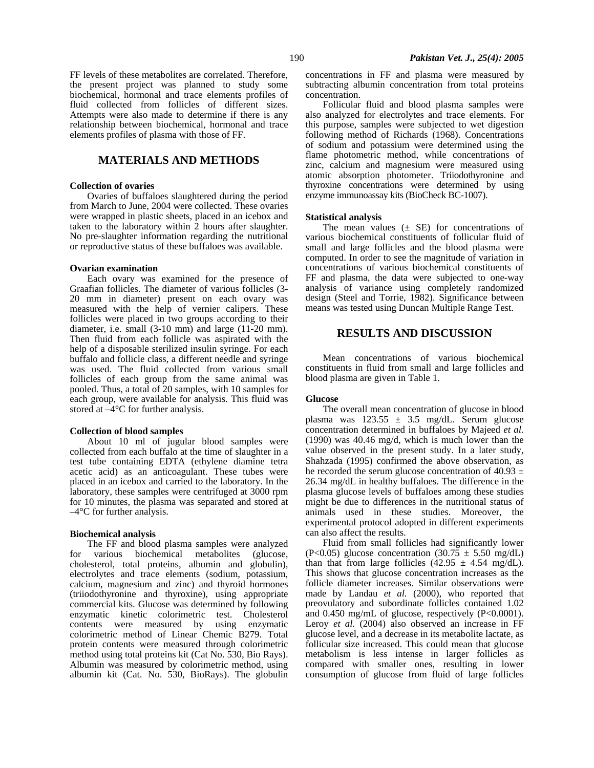FF levels of these metabolites are correlated. Therefore, the present project was planned to study some biochemical, hormonal and trace elements profiles of fluid collected from follicles of different sizes. Attempts were also made to determine if there is any relationship between biochemical, hormonal and trace elements profiles of plasma with those of FF.

## MATERIALS AND METHODS

### Collection of ovaries

Ovaries of buffaloes slaughtered during the period from March to June, 2004 were collected. These ovaries were wrapped in plastic sheets, placed in an icebox and taken to the laboratory within 2 hours after slaughter. No pre-slaughter information regarding the nutritional or reproductive status of these buffaloes was available.

### Ovarian examination

Each ovary was examined for the presence of Graafian follicles. The diameter of various follicles (3-20 mm in diameter) present on each ovary was measured with the help of vernier calipers. These follicles were placed in two groups according to their diameter, i.e. small (3-10 mm) and large (11-20 mm). Then fluid from each follicle was aspirated with the help of a disposable sterilized insulin syringe. For each buffalo and follicle class, a different needle and syringe was used. The fluid collected from various small follicles of each group from the same animal was pooled. Thus, a total of 20 samples, with 10 samples for each group, were available for analysis. This fluid was stored at –4°C for further analysis.

### Collection of blood samples

About 10 ml of jugular blood samples were collected from each buffalo at the time of slaughter in a test tube containing EDTA (ethylene diamine tetra acetic acid) as an anticoagulant. These tubes were placed in an icebox and carried to the laboratory. In the laboratory, these samples were centrifuged at 3000 rpm for 10 minutes, the plasma was separated and stored at –4°C for further analysis.

### Biochemical analysis

The FF and blood plasma samples were analyzed for various biochemical metabolites (glucose, cholesterol, total proteins, albumin and globulin), electrolytes and trace elements (sodium, potassium, calcium, magnesium and zinc) and thyroid hormones (triiodothyronine and thyroxine), using appropriate commercial kits. Glucose was determined by following enzymatic kinetic colorimetric test. Cholesterol contents were measured by using enzymatic colorimetric method of Linear Chemic B279. Total protein contents were measured through colorimetric method using total proteins kit (Cat No. 530, Bio Rays). Albumin was measured by colorimetric method, using albumin kit (Cat. No. 530, BioRays). The globulin concentrations in FF and plasma were measured by subtracting albumin concentration from total proteins concentration.

Follicular fluid and blood plasma samples were also analyzed for electrolytes and trace elements. For this purpose, samples were subjected to wet digestion following method of Richards (1968). Concentrations of sodium and potassium were determined using the flame photometric method, while concentrations of zinc, calcium and magnesium were measured using atomic absorption photometer. Triiodothyronine and thyroxine concentrations were determined by using enzyme immunoassay kits (BioCheck BC-1007).

### Statistical analysis

The mean values (± SE) for concentrations of various biochemical constituents of follicular fluid of small and large follicles and the blood plasma were computed. In order to see the magnitude of variation in concentrations of various biochemical constituents of FF and plasma, the data were subjected to one-way analysis of variance using completely randomized design (Steel and Torrie, 1982). Significance between means was tested using Duncan Multiple Range Test.

## RESULTS AND DISCUSSION

Mean concentrations of various biochemical constituents in fluid from small and large follicles and blood plasma are given in Table 1.

### Glucose

The overall mean concentration of glucose in blood plasma was 123.55 ± 3.5 mg/dL. Serum glucose concentration determined in buffaloes by Majeed *et al.* (1990) was 40.46 mg/d, which is much lower than the value observed in the present study. In a later study, Shahzada (1995) confirmed the above observation, as he recorded the serum glucose concentration of 40.93 ± 26.34 mg/dL in healthy buffaloes. The difference in the plasma glucose levels of buffaloes among these studies might be due to differences in the nutritional status of animals used in these studies. Moreover, the experimental protocol adopted in different experiments can also affect the results.

Fluid from small follicles had significantly lower ($P<0.05$) glucose concentration (30.75 ± 5.50 mg/dL) than that from large follicles (42.95 ± 4.54 mg/dL). This shows that glucose concentration increases as the follicle diameter increases. Similar observations were made by Landau *et al.* (2000), who reported that preovulatory and subordinate follicles contained 1.02 and 0.450 mg/mL of glucose, respectively ($P<0.0001$). Leroy *et al.* (2004) also observed an increase in FF glucose level, and a decrease in its metabolite lactate, as follicular size increased. This could mean that glucose metabolism is less intense in larger follicles as compared with smaller ones, resulting in lower consumption of glucose from fluid of large follicles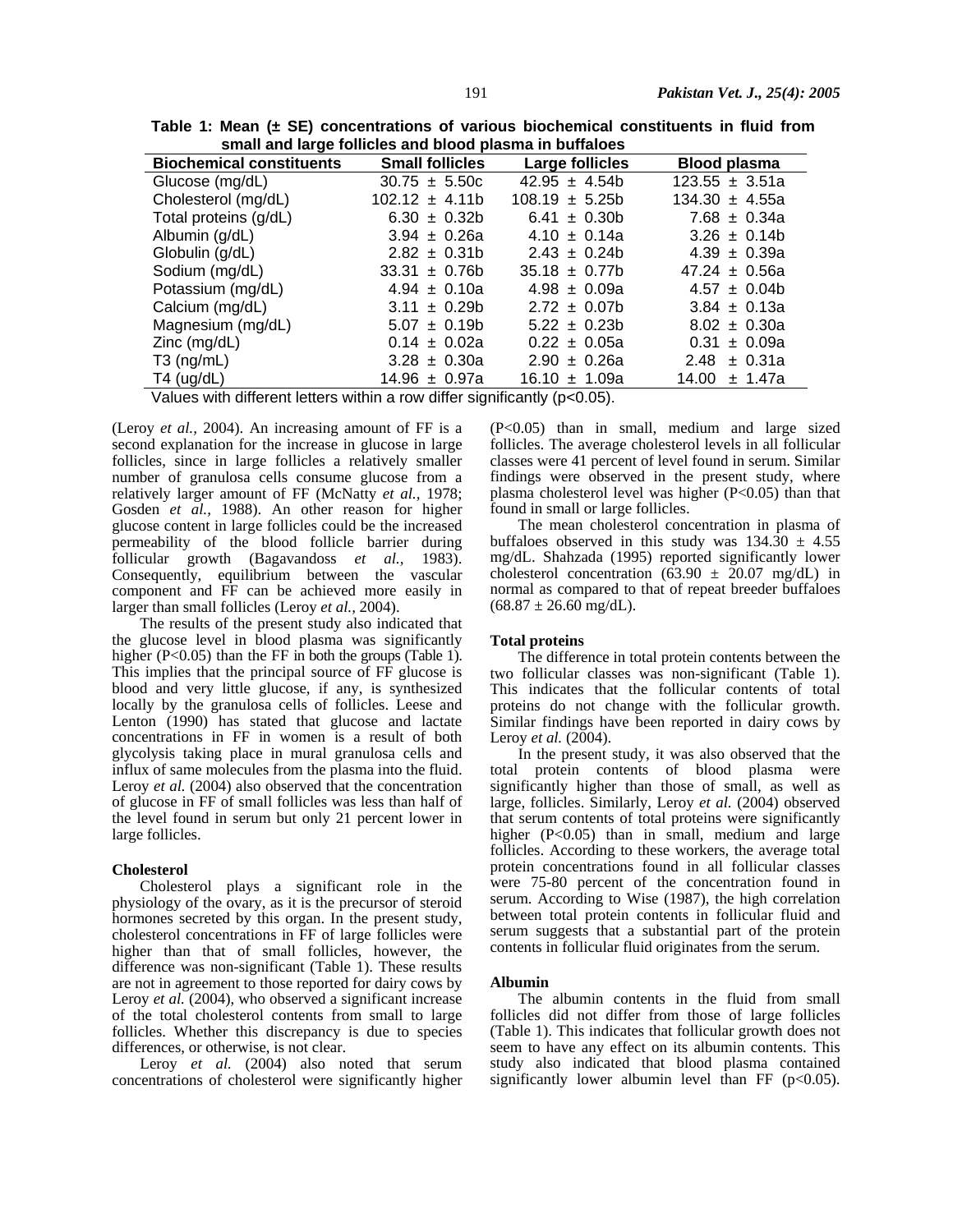**Table 1: Mean (± SE) concentrations of various biochemical constituents in fluid from small and large follicles and blood plasma in buffaloes**

| Biochemical constituents | Small follicles | Large follicles | Blood plasma |
|---|---|---|---|
| Glucose (mg/dL) | 30.75 ± 5.50c | 42.95 ± 4.54b | 123.55 ± 3.51a |
| Cholesterol (mg/dL) | 102.12 ± 4.11b | 108.19 ± 5.25b | 134.30 ± 4.55a |
| Total proteins (g/dL) | 6.30 ± 0.32b | 6.41 ± 0.30b | 7.68 ± 0.34a |
| Albumin (g/dL) | 3.94 ± 0.26a | 4.10 ± 0.14a | 3.26 ± 0.14b |
| Globulin (g/dL) | 2.82 ± 0.31b | 2.43 ± 0.24b | 4.39 ± 0.39a |
| Sodium (mg/dL) | 33.31 ± 0.76b | 35.18 ± 0.77b | 47.24 ± 0.56a |
| Potassium (mg/dL) | 4.94 ± 0.10a | 4.98 ± 0.09a | 4.57 ± 0.04b |
| Calcium (mg/dL) | 3.11 ± 0.29b | 2.72 ± 0.07b | 3.84 ± 0.13a |
| Magnesium (mg/dL) | 5.07 ± 0.19b | 5.22 ± 0.23b | 8.02 ± 0.30a |
| Zinc (mg/dL) | 0.14 ± 0.02a | 0.22 ± 0.05a | 0.31 ± 0.09a |
| T3 (ng/mL) | 3.28 ± 0.30a | 2.90 ± 0.26a | 2.48 ± 0.31a |
| T4 (ug/dL) | 14.96 ± 0.97a | 16.10 ± 1.09a | 14.00 ± 1.47a |

Values with different letters within a row differ significantly ($p<0.05$).

(Leroy *et al.,* 2004). An increasing amount of FF is a second explanation for the increase in glucose in large follicles, since in large follicles a relatively smaller number of granulosa cells consume glucose from a relatively larger amount of FF (McNatty *et al.,* 1978; Gosden *et al.,* 1988). An other reason for higher glucose content in large follicles could be the increased permeability of the blood follicle barrier during follicular growth (Bagavandoss *et al.,* 1983). Consequently, equilibrium between the vascular component and FF can be achieved more easily in larger than small follicles (Leroy *et al.,* 2004).

The results of the present study also indicated that the glucose level in blood plasma was significantly higher ($P<0.05$) than the FF in both the groups (Table 1). This implies that the principal source of FF glucose is blood and very little glucose, if any, is synthesized locally by the granulosa cells of follicles. Leese and Lenton (1990) has stated that glucose and lactate concentrations in FF in women is a result of both glycolysis taking place in mural granulosa cells and influx of same molecules from the plasma into the fluid. Leroy *et al.* (2004) also observed that the concentration of glucose in FF of small follicles was less than half of the level found in serum but only 21 percent lower in large follicles.

**Cholesterol**

Cholesterol plays a significant role in the physiology of the ovary, as it is the precursor of steroid hormones secreted by this organ. In the present study, cholesterol concentrations in FF of large follicles were higher than that of small follicles, however, the difference was non-significant (Table 1). These results are not in agreement to those reported for dairy cows by Leroy *et al.* (2004), who observed a significant increase of the total cholesterol contents from small to large follicles. Whether this discrepancy is due to species differences, or otherwise, is not clear.

Leroy *et al.* (2004) also noted that serum concentrations of cholesterol were significantly higher ($P<0.05$) than in small, medium and large sized follicles. The average cholesterol levels in all follicular classes were 41 percent of level found in serum. Similar findings were observed in the present study, where plasma cholesterol level was higher ($P<0.05$) than that found in small or large follicles.

The mean cholesterol concentration in plasma of buffaloes observed in this study was 134.30 ± 4.55 mg/dL. Shahzada (1995) reported significantly lower cholesterol concentration (63.90 ± 20.07 mg/dL) in normal as compared to that of repeat breeder buffaloes (68.87 ± 26.60 mg/dL).

**Total proteins**

The difference in total protein contents between the two follicular classes was non-significant (Table 1). This indicates that the follicular contents of total proteins do not change with the follicular growth. Similar findings have been reported in dairy cows by Leroy *et al.* (2004).

In the present study, it was also observed that the total protein contents of blood plasma were significantly higher than those of small, as well as large, follicles. Similarly, Leroy *et al.* (2004) observed that serum contents of total proteins were significantly higher ($P<0.05$) than in small, medium and large follicles. According to these workers, the average total protein concentrations found in all follicular classes were 75-80 percent of the concentration found in serum. According to Wise (1987), the high correlation between total protein contents in follicular fluid and serum suggests that a substantial part of the protein contents in follicular fluid originates from the serum.

**Albumin**

The albumin contents in the fluid from small follicles did not differ from those of large follicles (Table 1). This indicates that follicular growth does not seem to have any effect on its albumin contents. This study also indicated that blood plasma contained significantly lower albumin level than FF ($p<0.05$).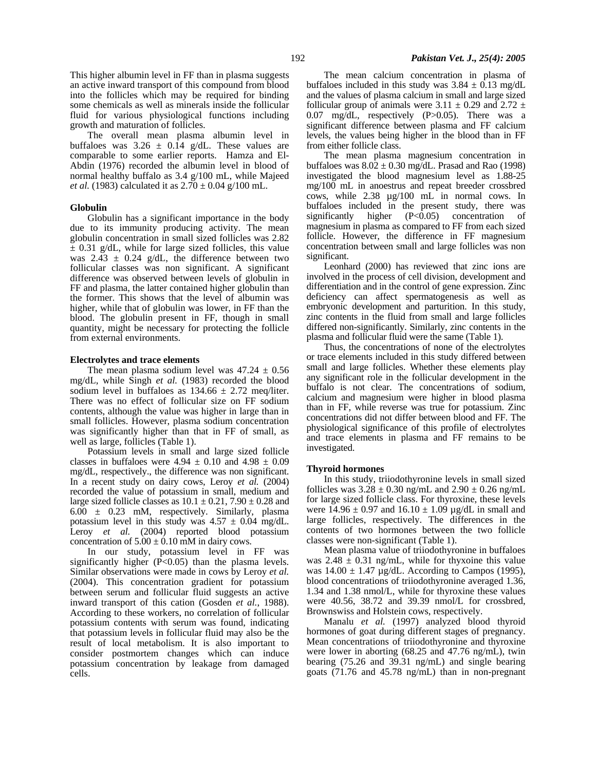This higher albumin level in FF than in plasma suggests an active inward transport of this compound from blood into the follicles which may be required for binding some chemicals as well as minerals inside the follicular fluid for various physiological functions including growth and maturation of follicles.

The overall mean plasma albumin level in buffaloes was 3.26 ± 0.14 g/dL. These values are comparable to some earlier reports. Hamza and El-Abdin (1976) recorded the albumin level in blood of normal healthy buffalo as 3.4 g/100 mL, while Majeed *et al.* (1983) calculated it as 2.70 ± 0.04 g/100 mL.

**Globulin**

Globulin has a significant importance in the body due to its immunity producing activity. The mean globulin concentration in small sized follicles was 2.82 ± 0.31 g/dL, while for large sized follicles, this value was 2.43 ± 0.24 g/dL, the difference between two follicular classes was non significant. A significant difference was observed between levels of globulin in FF and plasma, the latter contained higher globulin than the former. This shows that the level of albumin was higher, while that of globulin was lower, in FF than the blood. The globulin present in FF, though in small quantity, might be necessary for protecting the follicle from external environments.

**Electrolytes and trace elements**

The mean plasma sodium level was 47.24 ± 0.56 mg/dL, while Singh *et al.* (1983) recorded the blood sodium level in buffaloes as 134.66 ± 2.72 meq/liter. There was no effect of follicular size on FF sodium contents, although the value was higher in large than in small follicles. However, plasma sodium concentration was significantly higher than that in FF of small, as well as large, follicles (Table 1).

Potassium levels in small and large sized follicle classes in buffaloes were 4.94 ± 0.10 and 4.98 ± 0.09 mg/dL, respectively., the difference was non significant. In a recent study on dairy cows, Leroy *et al.* (2004) recorded the value of potassium in small, medium and large sized follicle classes as 10.1 ± 0.21, 7.90 ± 0.28 and 6.00 ± 0.23 mM, respectively. Similarly, plasma potassium level in this study was 4.57 ± 0.04 mg/dL. Leroy *et al.* (2004) reported blood potassium concentration of 5.00 ± 0.10 mM in dairy cows.

In our study, potassium level in FF was significantly higher ($P<0.05$) than the plasma levels. Similar observations were made in cows by Leroy *et al.* (2004). This concentration gradient for potassium between serum and follicular fluid suggests an active inward transport of this cation (Gosden *et al.*, 1988). According to these workers, no correlation of follicular potassium contents with serum was found, indicating that potassium levels in follicular fluid may also be the result of local metabolism. It is also important to consider postmortem changes which can induce potassium concentration by leakage from damaged cells.

The mean calcium concentration in plasma of buffaloes included in this study was 3.84 ± 0.13 mg/dL and the values of plasma calcium in small and large sized follicular group of animals were 3.11 ± 0.29 and 2.72 ± 0.07 mg/dL, respectively ($P>0.05$). There was a significant difference between plasma and FF calcium levels, the values being higher in the blood than in FF from either follicle class.

The mean plasma magnesium concentration in buffaloes was 8.02 ± 0.30 mg/dL. Prasad and Rao (1998) investigated the blood magnesium level as 1.88-25 mg/100 mL in anoestrus and repeat breeder crossbred cows, while 2.38 µg/100 mL in normal cows. In buffaloes included in the present study, there was significantly higher ($P<0.05$) concentration of magnesium in plasma as compared to FF from each sized follicle. However, the difference in FF magnesium concentration between small and large follicles was non significant.

Leonhard (2000) has reviewed that zinc ions are involved in the process of cell division, development and differentiation and in the control of gene expression. Zinc deficiency can affect spermatogenesis as well as embryonic development and parturition. In this study, zinc contents in the fluid from small and large follicles differed non-significantly. Similarly, zinc contents in the plasma and follicular fluid were the same (Table 1).

Thus, the concentrations of none of the electrolytes or trace elements included in this study differed between small and large follicles. Whether these elements play any significant role in the follicular development in the buffalo is not clear. The concentrations of sodium, calcium and magnesium were higher in blood plasma than in FF, while reverse was true for potassium. Zinc concentrations did not differ between blood and FF. The physiological significance of this profile of electrolytes and trace elements in plasma and FF remains to be investigated.

**Thyroid hormones**

In this study, triiodothyronine levels in small sized follicles was 3.28 ± 0.30 ng/mL and 2.90 ± 0.26 ng/mL for large sized follicle class. For thyroxine, these levels were 14.96 ± 0.97 and 16.10 ± 1.09 µg/dL in small and large follicles, respectively. The differences in the contents of two hormones between the two follicle classes were non-significant (Table 1).

Mean plasma value of triiodothyronine in buffaloes was 2.48 ± 0.31 ng/mL, while for thyxoine this value was 14.00 ± 1.47 µg/dL. According to Campos (1995), blood concentrations of triiodothyronine averaged 1.36, 1.34 and 1.38 nmol/L, while for thyroxine these values were 40.56, 38.72 and 39.39 nmol/L for crossbred, Brownswiss and Holstein cows, respectively.

Manalu *et al.* (1997) analyzed blood thyroid hormones of goat during different stages of pregnancy. Mean concentrations of triiodothyronine and thyroxine were lower in aborting (68.25 and 47.76 ng/mL), twin bearing (75.26 and 39.31 ng/mL) and single bearing goats (71.76 and 45.78 ng/mL) than in non-pregnant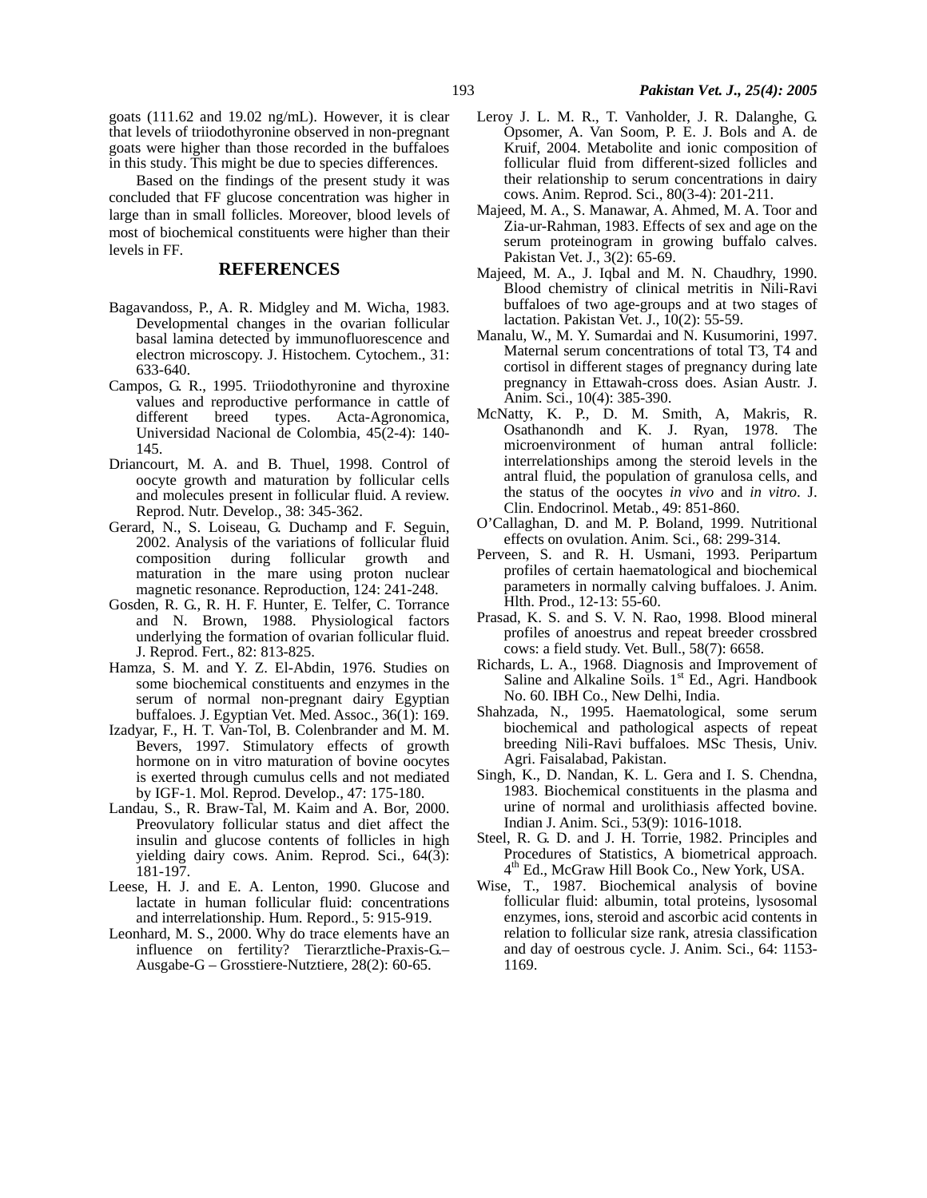goats (111.62 and 19.02 ng/mL). However, it is clear that levels of triiodothyronine observed in non-pregnant goats were higher than those recorded in the buffaloes in this study. This might be due to species differences.

Based on the findings of the present study it was concluded that FF glucose concentration was higher in large than in small follicles. Moreover, blood levels of most of biochemical constituents were higher than their levels in FF.

## REFERENCES

Bagavandoss, P., A. R. Midgley and M. Wicha, 1983. Developmental changes in the ovarian follicular basal lamina detected by immunofluorescence and electron microscopy. J. Histochem. Cytochem., 31: 633-640.

Campos, G. R., 1995. Triiodothyronine and thyroxine values and reproductive performance in cattle of different breed types. Acta-Agronomica, Universidad Nacional de Colombia, 45(2-4): 140-145.

Driancourt, M. A. and B. Thuel, 1998. Control of oocyte growth and maturation by follicular cells and molecules present in follicular fluid. A review. Reprod. Nutr. Develop., 38: 345-362.

Gerard, N., S. Loiseau, G. Duchamp and F. Seguin, 2002. Analysis of the variations of follicular fluid composition during follicular growth and maturation in the mare using proton nuclear magnetic resonance. Reproduction, 124: 241-248.

Gosden, R. G., R. H. F. Hunter, E. Telfer, C. Torrance and N. Brown, 1988. Physiological factors underlying the formation of ovarian follicular fluid. J. Reprod. Fert., 82: 813-825.

Hamza, S. M. and Y. Z. El-Abdin, 1976. Studies on some biochemical constituents and enzymes in the serum of normal non-pregnant dairy Egyptian buffaloes. J. Egyptian Vet. Med. Assoc., 36(1): 169.

Izadyar, F., H. T. Van-Tol, B. Colenbrander and M. M. Bevers, 1997. Stimulatory effects of growth hormone on in vitro maturation of bovine oocytes is exerted through cumulus cells and not mediated by IGF-1. Mol. Reprod. Develop., 47: 175-180.

Landau, S., R. Braw-Tal, M. Kaim and A. Bor, 2000. Preovulatory follicular status and diet affect the insulin and glucose contents of follicles in high yielding dairy cows. Anim. Reprod. Sci., 64(3): 181-197.

Leese, H. J. and E. A. Lenton, 1990. Glucose and lactate in human follicular fluid: concentrations and interrelationship. Hum. Repord., 5: 915-919.

Leonhard, M. S., 2000. Why do trace elements have an influence on fertility? Tierarztliche-Praxis-G.– Ausgabe-G – Grosstiere-Nutztiere, 28(2): 60-65.

Leroy J. L. M. R., T. Vanholder, J. R. Dalanghe, G. Opsomer, A. Van Soom, P. E. J. Bols and A. de Kruif, 2004. Metabolite and ionic composition of follicular fluid from different-sized follicles and their relationship to serum concentrations in dairy cows. Anim. Reprod. Sci., 80(3-4): 201-211.

Majeed, M. A., S. Manawar, A. Ahmed, M. A. Toor and Zia-ur-Rahman, 1983. Effects of sex and age on the serum proteinogram in growing buffalo calves. Pakistan Vet. J., 3(2): 65-69.

Majeed, M. A., J. Iqbal and M. N. Chaudhry, 1990. Blood chemistry of clinical metritis in Nili-Ravi buffaloes of two age-groups and at two stages of lactation. Pakistan Vet. J., 10(2): 55-59.

Manalu, W., M. Y. Sumardai and N. Kusumorini, 1997. Maternal serum concentrations of total T3, T4 and cortisol in different stages of pregnancy during late pregnancy in Ettawah-cross does. Asian Austr. J. Anim. Sci., 10(4): 385-390.

McNatty, K. P., D. M. Smith, A, Makris, R. Osathanondh and K. J. Ryan, 1978. The microenvironment of human antral follicle: interrelationships among the steroid levels in the antral fluid, the population of granulosa cells, and the status of the oocytes *in vivo* and *in vitro*. J. Clin. Endocrinol. Metab., 49: 851-860.

O'Callaghan, D. and M. P. Boland, 1999. Nutritional effects on ovulation. Anim. Sci., 68: 299-314.

Perveen, S. and R. H. Usmani, 1993. Peripartum profiles of certain haematological and biochemical parameters in normally calving buffaloes. J. Anim. Hlth. Prod., 12-13: 55-60.

Prasad, K. S. and S. V. N. Rao, 1998. Blood mineral profiles of anoestrus and repeat breeder crossbred cows: a field study. Vet. Bull., 58(7): 6658.

Richards, L. A., 1968. Diagnosis and Improvement of Saline and Alkaline Soils. 1st Ed., Agri. Handbook No. 60. IBH Co., New Delhi, India.

Shahzada, N., 1995. Haematological, some serum biochemical and pathological aspects of repeat breeding Nili-Ravi buffaloes. MSc Thesis, Univ. Agri. Faisalabad, Pakistan.

Singh, K., D. Nandan, K. L. Gera and I. S. Chendna, 1983. Biochemical constituents in the plasma and urine of normal and urolithiasis affected bovine. Indian J. Anim. Sci., 53(9): 1016-1018.

Steel, R. G. D. and J. H. Torrie, 1982. Principles and Procedures of Statistics, A biometrical approach. 4th Ed., McGraw Hill Book Co., New York, USA.

Wise, T., 1987. Biochemical analysis of bovine follicular fluid: albumin, total proteins, lysosomal enzymes, ions, steroid and ascorbic acid contents in relation to follicular size rank, atresia classification and day of oestrous cycle. J. Anim. Sci., 64: 1153-1169.